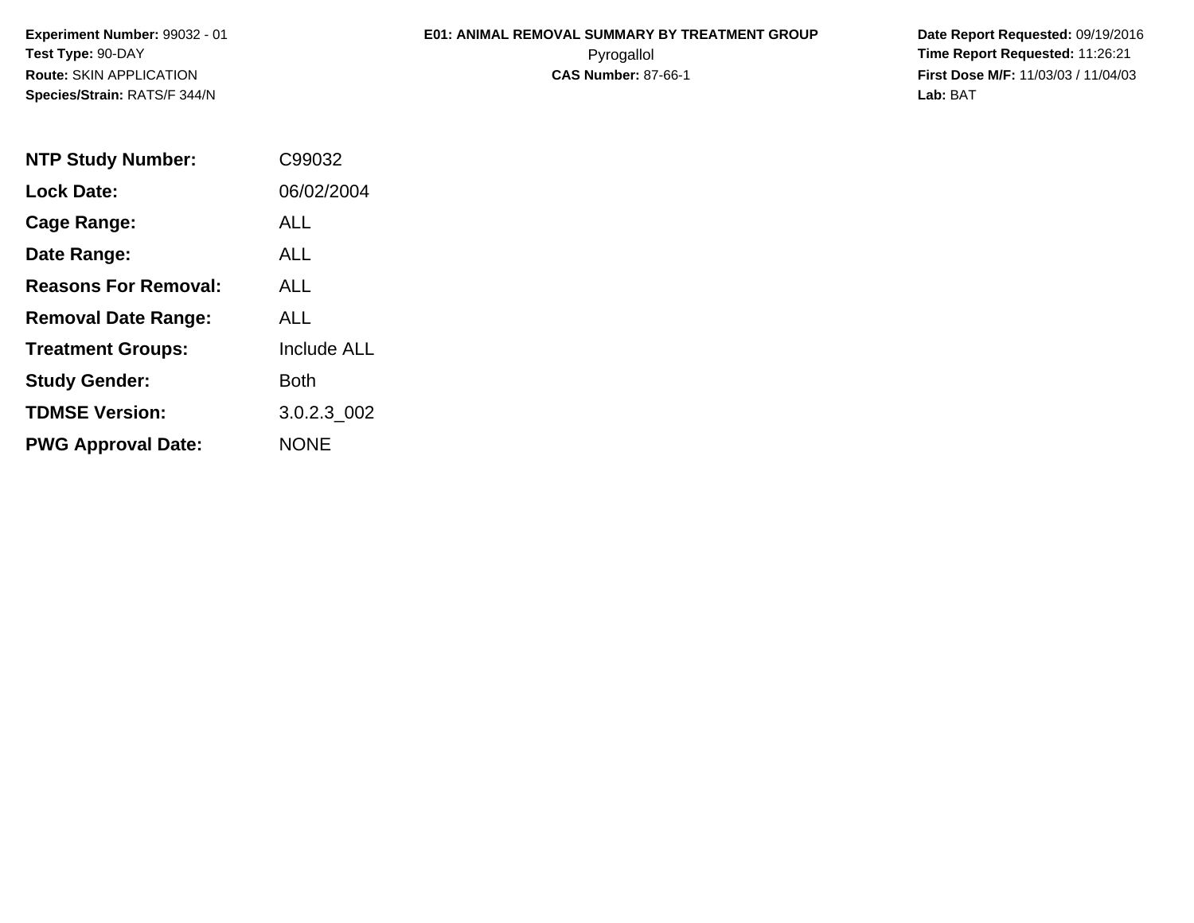**Experiment Number:** 99032 - 01
**Test Type:** 90-DAY
**Route:** SKIN APPLICATION
**Species/Strain:** RATS/F 344/N

# E01: ANIMAL REMOVAL SUMMARY BY TREATMENT GROUP

Pyrogallol

**CAS Number:** 87-66-1

**Date Report Requested:** 09/19/2016
**Time Report Requested:** 11:26:21
**First Dose M/F:** 11/03/03 / 11/04/03
**Lab:** BAT

| | |
|---|---|
| **NTP Study Number:** | C99032 |
| **Lock Date:** | 06/02/2004 |
| **Cage Range:** | ALL |
| **Date Range:** | ALL |
| **Reasons For Removal:** | ALL |
| **Removal Date Range:** | ALL |
| **Treatment Groups:** | Include ALL |
| **Study Gender:** | Both |
| **TDMSE Version:** | 3.0.2.3_002 |
| **PWG Approval Date:** | NONE |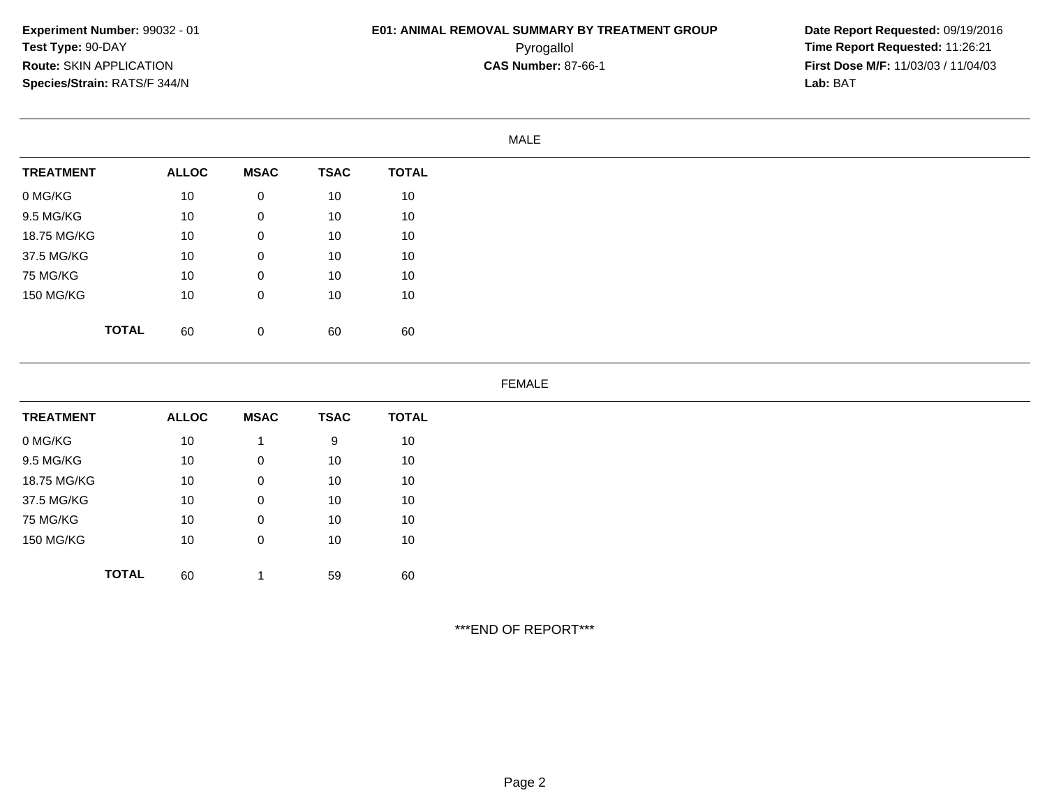**Experiment Number:** 99032 - 01
**Test Type:** 90-DAY
**Route:** SKIN APPLICATION
**Species/Strain:** RATS/F 344/N

# E01: ANIMAL REMOVAL SUMMARY BY TREATMENT GROUP

Pyrogallol
**CAS Number:** 87-66-1

**Date Report Requested:** 09/19/2016
**Time Report Requested:** 11:26:21
**First Dose M/F:** 11/03/03 / 11/04/03
**Lab:** BAT

## MALE

| TREATMENT | ALLOC | MSAC | TSAC | TOTAL |
|---|---|---|---|---|
| 0 MG/KG | 10 | 0 | 10 | 10 |
| 9.5 MG/KG | 10 | 0 | 10 | 10 |
| 18.75 MG/KG | 10 | 0 | 10 | 10 |
| 37.5 MG/KG | 10 | 0 | 10 | 10 |
| 75 MG/KG | 10 | 0 | 10 | 10 |
| 150 MG/KG | 10 | 0 | 10 | 10 |
| **TOTAL** | 60 | 0 | 60 | 60 |

## FEMALE

| TREATMENT | ALLOC | MSAC | TSAC | TOTAL |
|---|---|---|---|---|
| 0 MG/KG | 10 | 1 | 9 | 10 |
| 9.5 MG/KG | 10 | 0 | 10 | 10 |
| 18.75 MG/KG | 10 | 0 | 10 | 10 |
| 37.5 MG/KG | 10 | 0 | 10 | 10 |
| 75 MG/KG | 10 | 0 | 10 | 10 |
| 150 MG/KG | 10 | 0 | 10 | 10 |
| **TOTAL** | 60 | 1 | 59 | 60 |

***END OF REPORT***